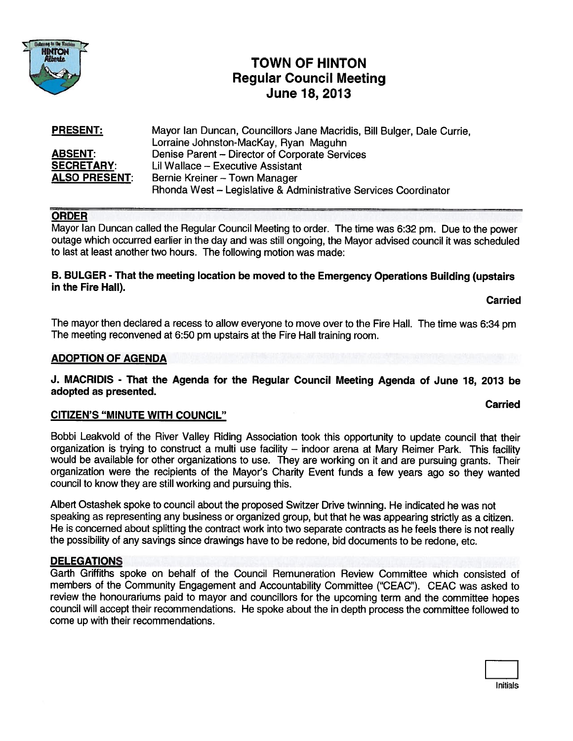# TOWN OF HINTON
## Regular Council Meeting
## June 18, 2013

| | |
|---|---|
| **PRESENT:** | Mayor Ian Duncan, Councillors Jane Macridis, Bill Bulger, Dale Currie, Lorraine Johnston-MacKay, Ryan Maguhn |
| **ABSENT:** | Denise Parent – Director of Corporate Services |
| **SECRETARY:** | Lil Wallace – Executive Assistant |
| **ALSO PRESENT:** | Bernie Kreiner – Town Manager<br>Rhonda West – Legislative & Administrative Services Coordinator |

### ORDER

Mayor Ian Duncan called the Regular Council Meeting to order. The time was 6:32 pm. Due to the power outage which occurred earlier in the day and was still ongoing, the Mayor advised council it was scheduled to last at least another two hours. The following motion was made:

**B. BULGER - That the meeting location be moved to the Emergency Operations Building (upstairs in the Fire Hall).**

**Carried**

The mayor then declared a recess to allow everyone to move over to the Fire Hall. The time was 6:34 pm The meeting reconvened at 6:50 pm upstairs at the Fire Hall training room.

### ADOPTION OF AGENDA

**J. MACRIDIS - That the Agenda for the Regular Council Meeting Agenda of June 18, 2013 be adopted as presented.**

**Carried**

### CITIZEN'S "MINUTE WITH COUNCIL"

Bobbi Leakvold of the River Valley Riding Association took this opportunity to update council that their organization is trying to construct a multi use facility – indoor arena at Mary Reimer Park. This facility would be available for other organizations to use. They are working on it and are pursuing grants. Their organization were the recipients of the Mayor's Charity Event funds a few years ago so they wanted council to know they are still working and pursuing this.

Albert Ostashek spoke to council about the proposed Switzer Drive twinning. He indicated he was not speaking as representing any business or organized group, but that he was appearing strictly as a citizen. He is concerned about splitting the contract work into two separate contracts as he feels there is not really the possibility of any savings since drawings have to be redone, bid documents to be redone, etc.

### DELEGATIONS

Garth Griffiths spoke on behalf of the Council Remuneration Review Committee which consisted of members of the Community Engagement and Accountability Committee ("CEAC"). CEAC was asked to review the honourariums paid to mayor and councillors for the upcoming term and the committee hopes council will accept their recommendations. He spoke about the in depth process the committee followed to come up with their recommendations.

Initials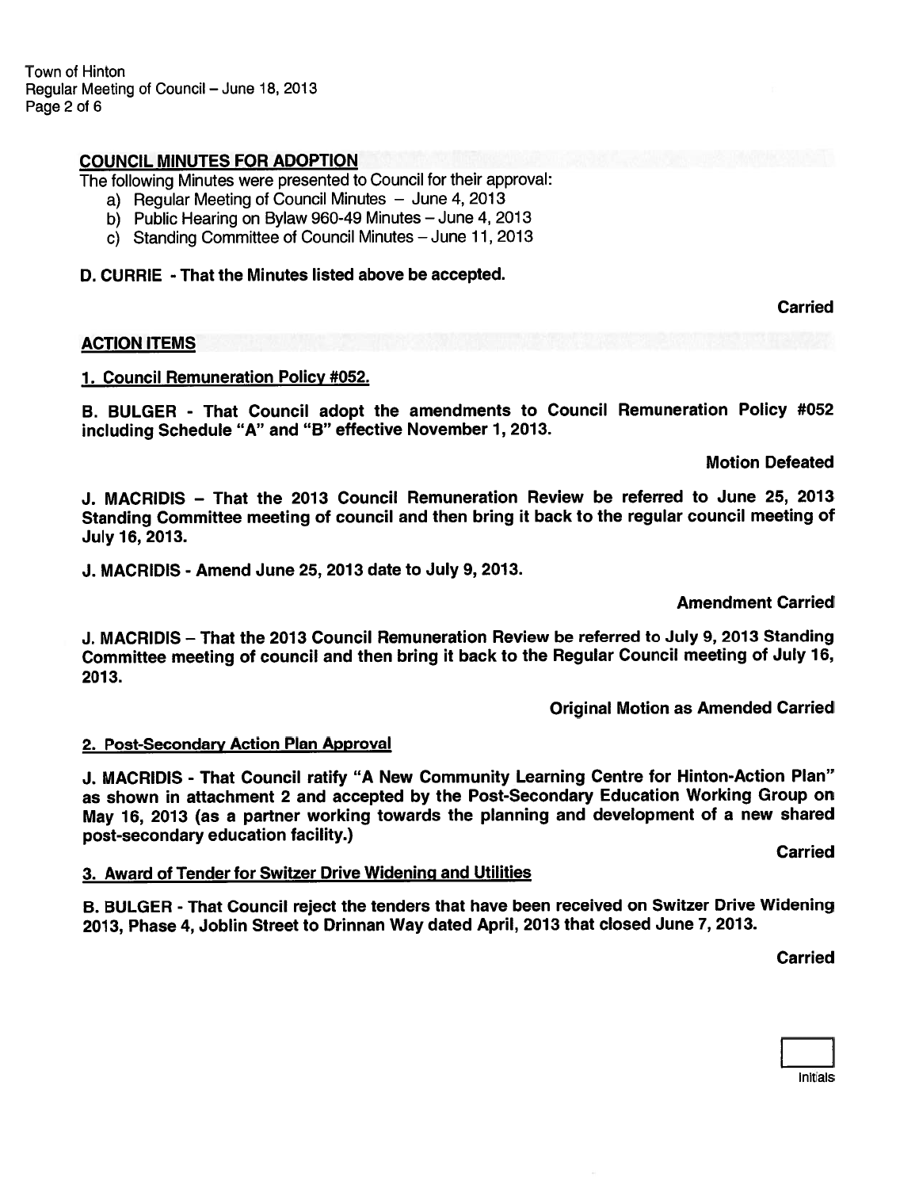## COUNCIL MINUTES FOR ADOPTION

The following Minutes were presented to Council for their approval:

a) Regular Meeting of Council Minutes – June 4, 2013
b) Public Hearing on Bylaw 960-49 Minutes – June 4, 2013
c) Standing Committee of Council Minutes – June 11, 2013

**D. CURRIE - That the Minutes listed above be accepted.**

**Carried**

## ACTION ITEMS

### 1. Council Remuneration Policy #052.

**B. BULGER - That Council adopt the amendments to Council Remuneration Policy #052 including Schedule "A" and "B" effective November 1, 2013.**

**Motion Defeated**

**J. MACRIDIS – That the 2013 Council Remuneration Review be referred to June 25, 2013 Standing Committee meeting of council and then bring it back to the regular council meeting of July 16, 2013.**

**J. MACRIDIS - Amend June 25, 2013 date to July 9, 2013.**

**Amendment Carried**

**J. MACRIDIS – That the 2013 Council Remuneration Review be referred to July 9, 2013 Standing Committee meeting of council and then bring it back to the Regular Council meeting of July 16, 2013.**

**Original Motion as Amended Carried**

### 2. Post-Secondary Action Plan Approval

**J. MACRIDIS - That Council ratify "A New Community Learning Centre for Hinton-Action Plan" as shown in attachment 2 and accepted by the Post-Secondary Education Working Group on May 16, 2013 (as a partner working towards the planning and development of a new shared post-secondary education facility.)**

**Carried**

### 3. Award of Tender for Switzer Drive Widening and Utilities

**B. BULGER - That Council reject the tenders that have been received on Switzer Drive Widening 2013, Phase 4, Joblin Street to Drinnan Way dated April, 2013 that closed June 7, 2013.**

**Carried**

Initials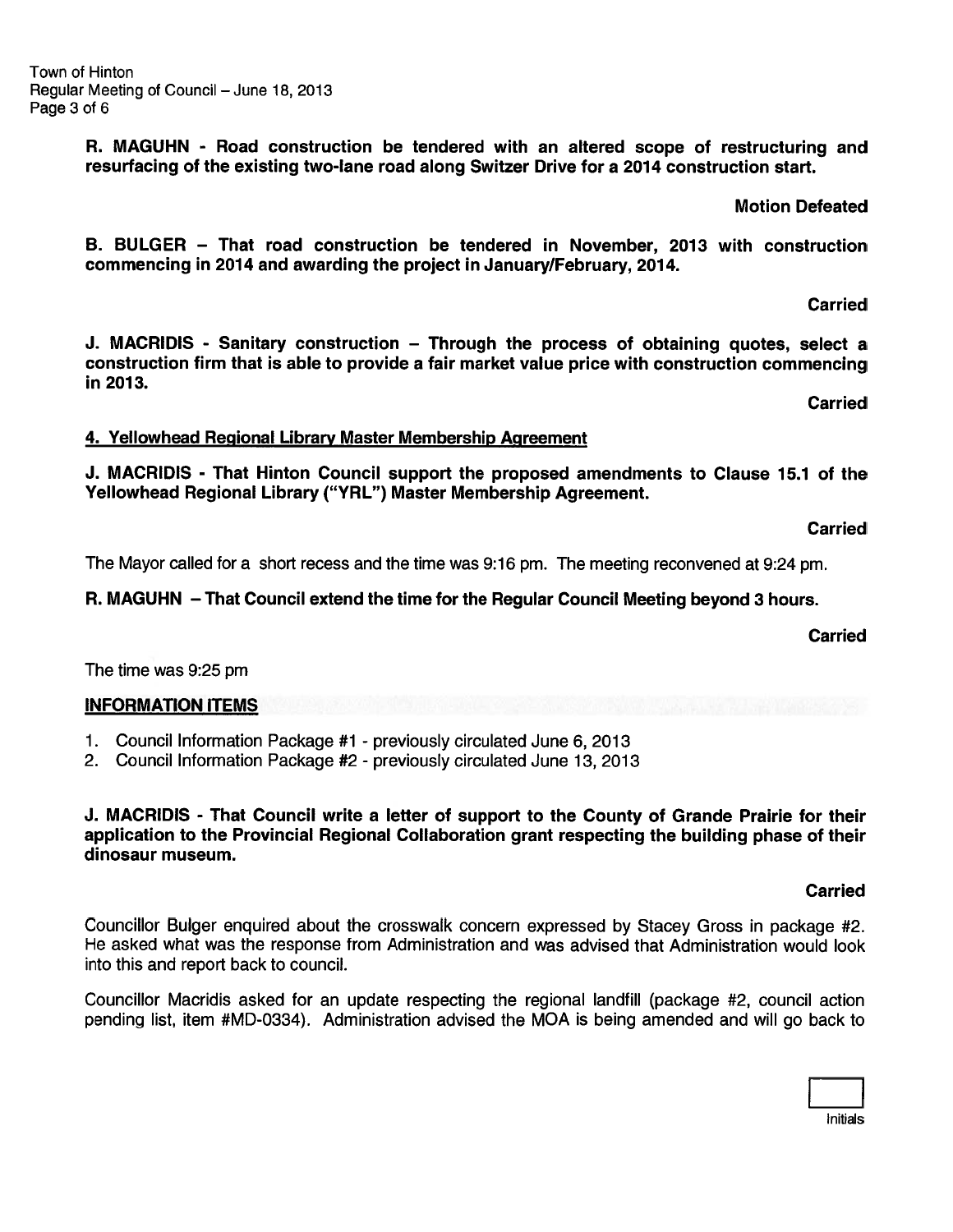**R. MAGUHN - Road construction be tendered with an altered scope of restructuring and resurfacing of the existing two-lane road along Switzer Drive for a 2014 construction start.**

**Motion Defeated**

**B. BULGER – That road construction be tendered in November, 2013 with construction commencing in 2014 and awarding the project in January/February, 2014.**

**Carried**

**J. MACRIDIS - Sanitary construction – Through the process of obtaining quotes, select a construction firm that is able to provide a fair market value price with construction commencing in 2013.**

**Carried**

**4. Yellowhead Regional Library Master Membership Agreement**

**J. MACRIDIS - That Hinton Council support the proposed amendments to Clause 15.1 of the Yellowhead Regional Library ("YRL") Master Membership Agreement.**

**Carried**

The Mayor called for a short recess and the time was 9:16 pm. The meeting reconvened at 9:24 pm.

**R. MAGUHN – That Council extend the time for the Regular Council Meeting beyond 3 hours.**

**Carried**

The time was 9:25 pm

## INFORMATION ITEMS

1. Council Information Package #1 - previously circulated June 6, 2013
2. Council Information Package #2 - previously circulated June 13, 2013

**J. MACRIDIS - That Council write a letter of support to the County of Grande Prairie for their application to the Provincial Regional Collaboration grant respecting the building phase of their dinosaur museum.**

**Carried**

Councillor Bulger enquired about the crosswalk concern expressed by Stacey Gross in package #2. He asked what was the response from Administration and was advised that Administration would look into this and report back to council.

Councillor Macridis asked for an update respecting the regional landfill (package #2, council action pending list, item #MD-0334). Administration advised the MOA is being amended and will go back to

Initials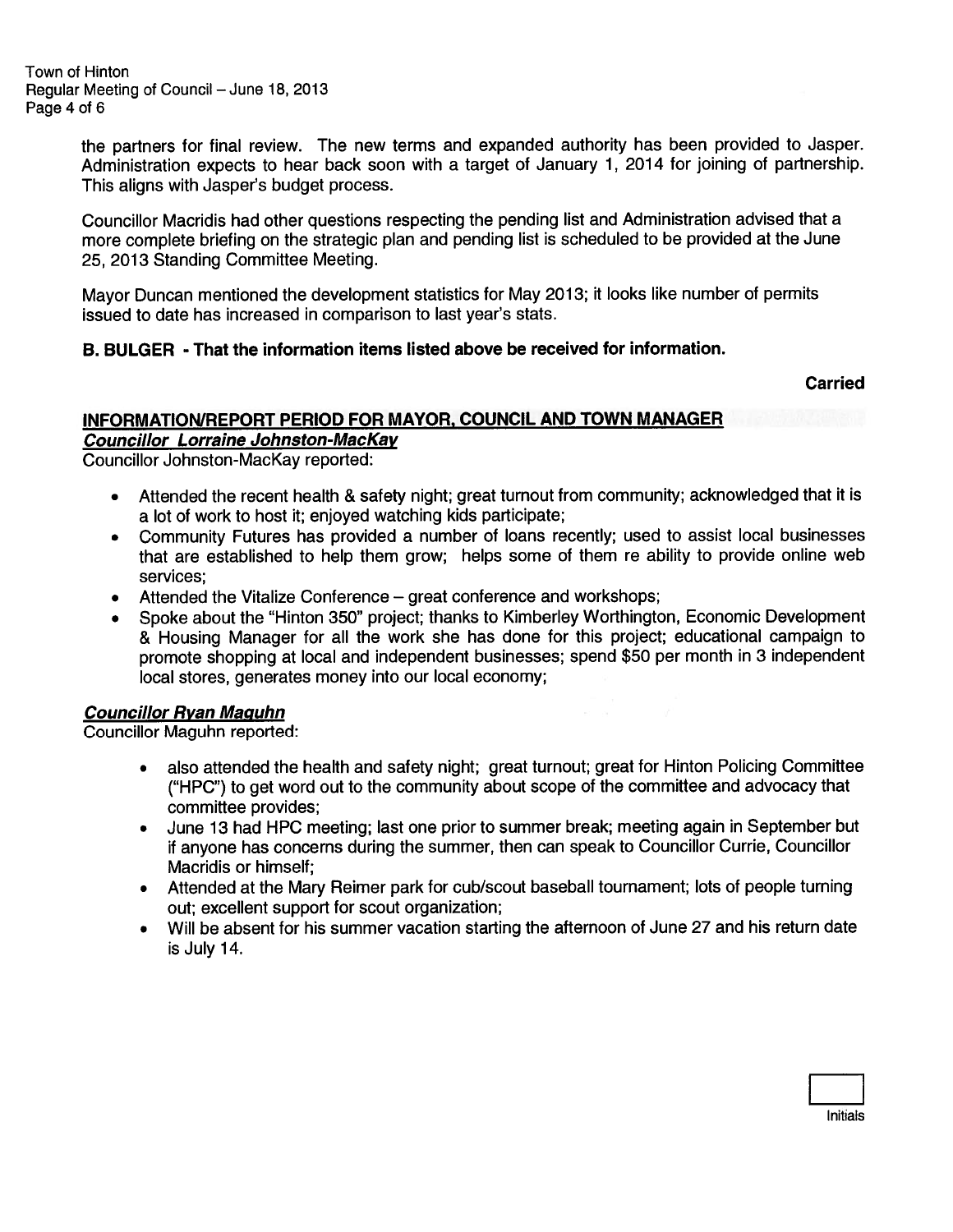the partners for final review. The new terms and expanded authority has been provided to Jasper. Administration expects to hear back soon with a target of January 1, 2014 for joining of partnership. This aligns with Jasper's budget process.

Councillor Macridis had other questions respecting the pending list and Administration advised that a more complete briefing on the strategic plan and pending list is scheduled to be provided at the June 25, 2013 Standing Committee Meeting.

Mayor Duncan mentioned the development statistics for May 2013; it looks like number of permits issued to date has increased in comparison to last year's stats.

**B. BULGER - That the information items listed above be received for information.**

**Carried**

## INFORMATION/REPORT PERIOD FOR MAYOR, COUNCIL AND TOWN MANAGER

***Councillor Lorraine Johnston-MacKay***

Councillor Johnston-MacKay reported:

- Attended the recent health & safety night; great turnout from community; acknowledged that it is a lot of work to host it; enjoyed watching kids participate;
- Community Futures has provided a number of loans recently; used to assist local businesses that are established to help them grow; helps some of them re ability to provide online web services;
- Attended the Vitalize Conference – great conference and workshops;
- Spoke about the "Hinton 350" project; thanks to Kimberley Worthington, Economic Development & Housing Manager for all the work she has done for this project; educational campaign to promote shopping at local and independent businesses; spend $50 per month in 3 independent local stores, generates money into our local economy;

***Councillor Ryan Maguhn***

Councillor Maguhn reported:

- also attended the health and safety night; great turnout; great for Hinton Policing Committee ("HPC") to get word out to the community about scope of the committee and advocacy that committee provides;
- June 13 had HPC meeting; last one prior to summer break; meeting again in September but if anyone has concerns during the summer, then can speak to Councillor Currie, Councillor Macridis or himself;
- Attended at the Mary Reimer park for cub/scout baseball tournament; lots of people turning out; excellent support for scout organization;
- Will be absent for his summer vacation starting the afternoon of June 27 and his return date is July 14.

Initials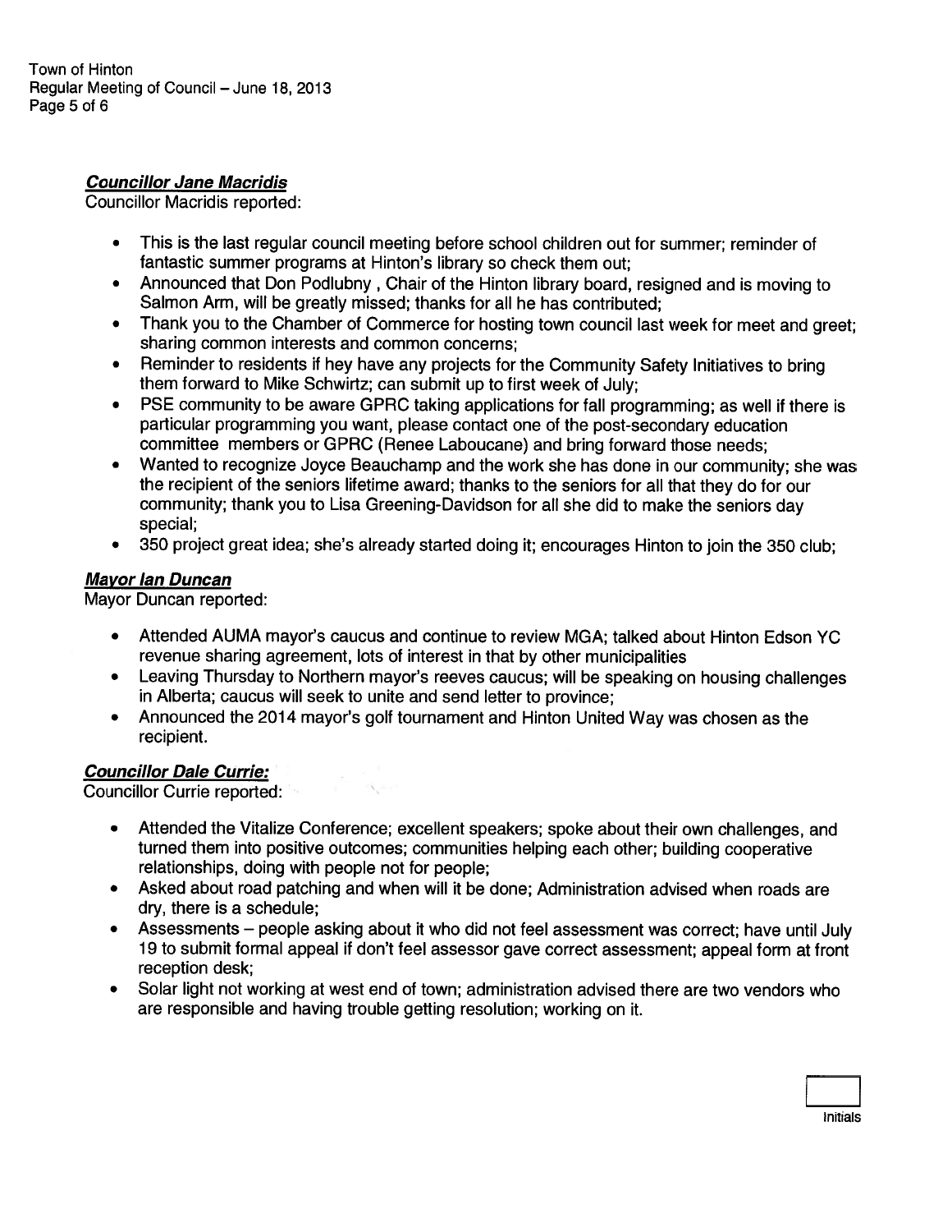***Councillor Jane Macridis***
Councillor Macridis reported:

- This is the last regular council meeting before school children out for summer; reminder of fantastic summer programs at Hinton's library so check them out;
- Announced that Don Podlubny , Chair of the Hinton library board, resigned and is moving to Salmon Arm, will be greatly missed; thanks for all he has contributed;
- Thank you to the Chamber of Commerce for hosting town council last week for meet and greet; sharing common interests and common concerns;
- Reminder to residents if hey have any projects for the Community Safety Initiatives to bring them forward to Mike Schwirtz; can submit up to first week of July;
- PSE community to be aware GPRC taking applications for fall programming; as well if there is particular programming you want, please contact one of the post-secondary education committee members or GPRC (Renee Laboucane) and bring forward those needs;
- Wanted to recognize Joyce Beauchamp and the work she has done in our community; she was the recipient of the seniors lifetime award; thanks to the seniors for all that they do for our community; thank you to Lisa Greening-Davidson for all she did to make the seniors day special;
- 350 project great idea; she's already started doing it; encourages Hinton to join the 350 club;

***Mayor Ian Duncan***
Mayor Duncan reported:

- Attended AUMA mayor's caucus and continue to review MGA; talked about Hinton Edson YC revenue sharing agreement, lots of interest in that by other municipalities
- Leaving Thursday to Northern mayor's reeves caucus; will be speaking on housing challenges in Alberta; caucus will seek to unite and send letter to province;
- Announced the 2014 mayor's golf tournament and Hinton United Way was chosen as the recipient.

***Councillor Dale Currie:***
Councillor Currie reported:

- Attended the Vitalize Conference; excellent speakers; spoke about their own challenges, and turned them into positive outcomes; communities helping each other; building cooperative relationships, doing with people not for people;
- Asked about road patching and when will it be done; Administration advised when roads are dry, there is a schedule;
- Assessments – people asking about it who did not feel assessment was correct; have until July 19 to submit formal appeal if don't feel assessor gave correct assessment; appeal form at front reception desk;
- Solar light not working at west end of town; administration advised there are two vendors who are responsible and having trouble getting resolution; working on it.

Initials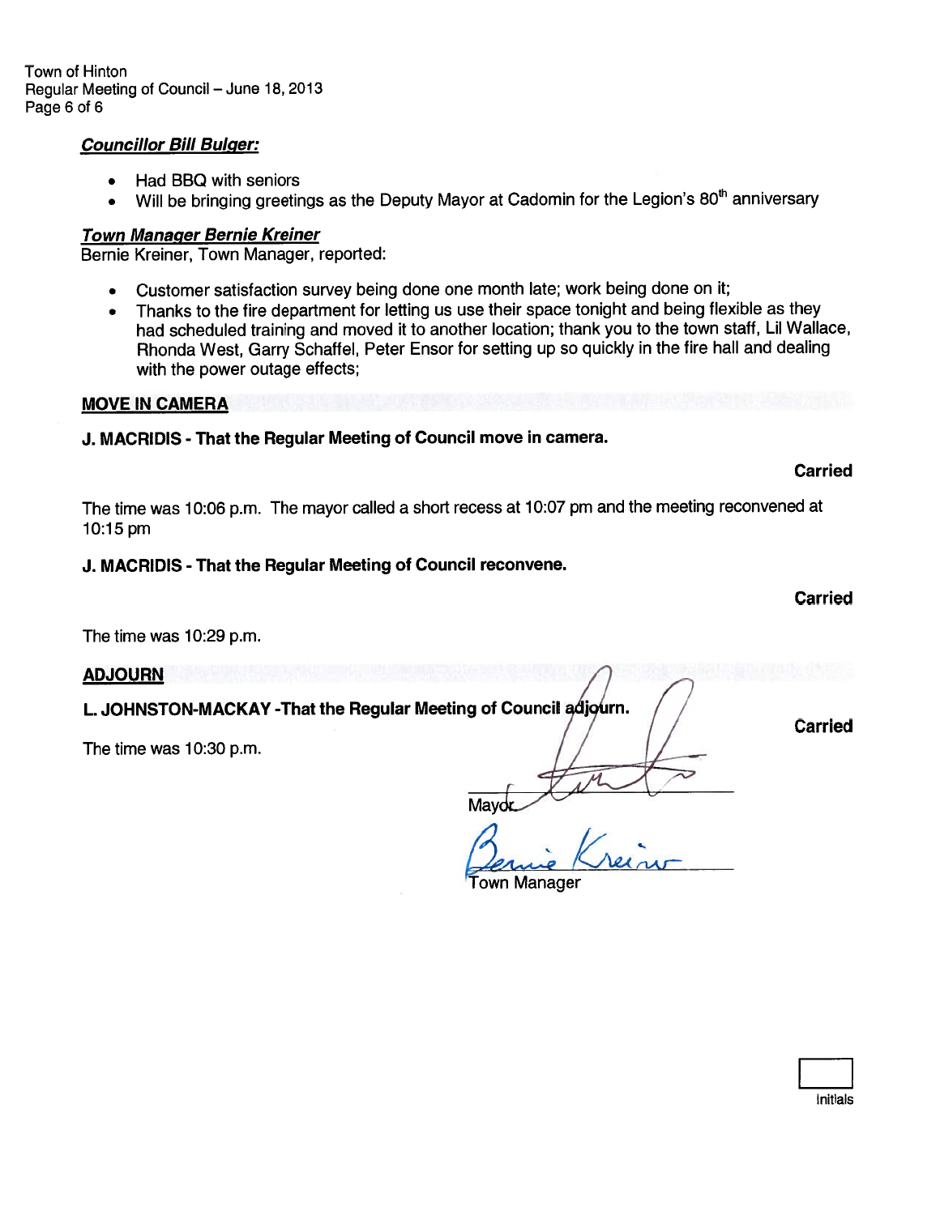***Councillor Bill Bulger:***

- Had BBQ with seniors
- Will be bringing greetings as the Deputy Mayor at Cadomin for the Legion's 80th anniversary

***Town Manager Bernie Kreiner***

Bernie Kreiner, Town Manager, reported:

- Customer satisfaction survey being done one month late; work being done on it;
- Thanks to the fire department for letting us use their space tonight and being flexible as they had scheduled training and moved it to another location; thank you to the town staff, Lil Wallace, Rhonda West, Garry Schaffel, Peter Ensor for setting up so quickly in the fire hall and dealing with the power outage effects;

**MOVE IN CAMERA**

**J. MACRIDIS - That the Regular Meeting of Council move in camera.**

**Carried**

The time was 10:06 p.m. The mayor called a short recess at 10:07 pm and the meeting reconvened at 10:15 pm

**J. MACRIDIS - That the Regular Meeting of Council reconvene.**

**Carried**

The time was 10:29 p.m.

**ADJOURN**

**L. JOHNSTON-MACKAY -That the Regular Meeting of Council adjourn.**

**Carried**

The time was 10:30 p.m.

Mayor

Town Manager

Initials